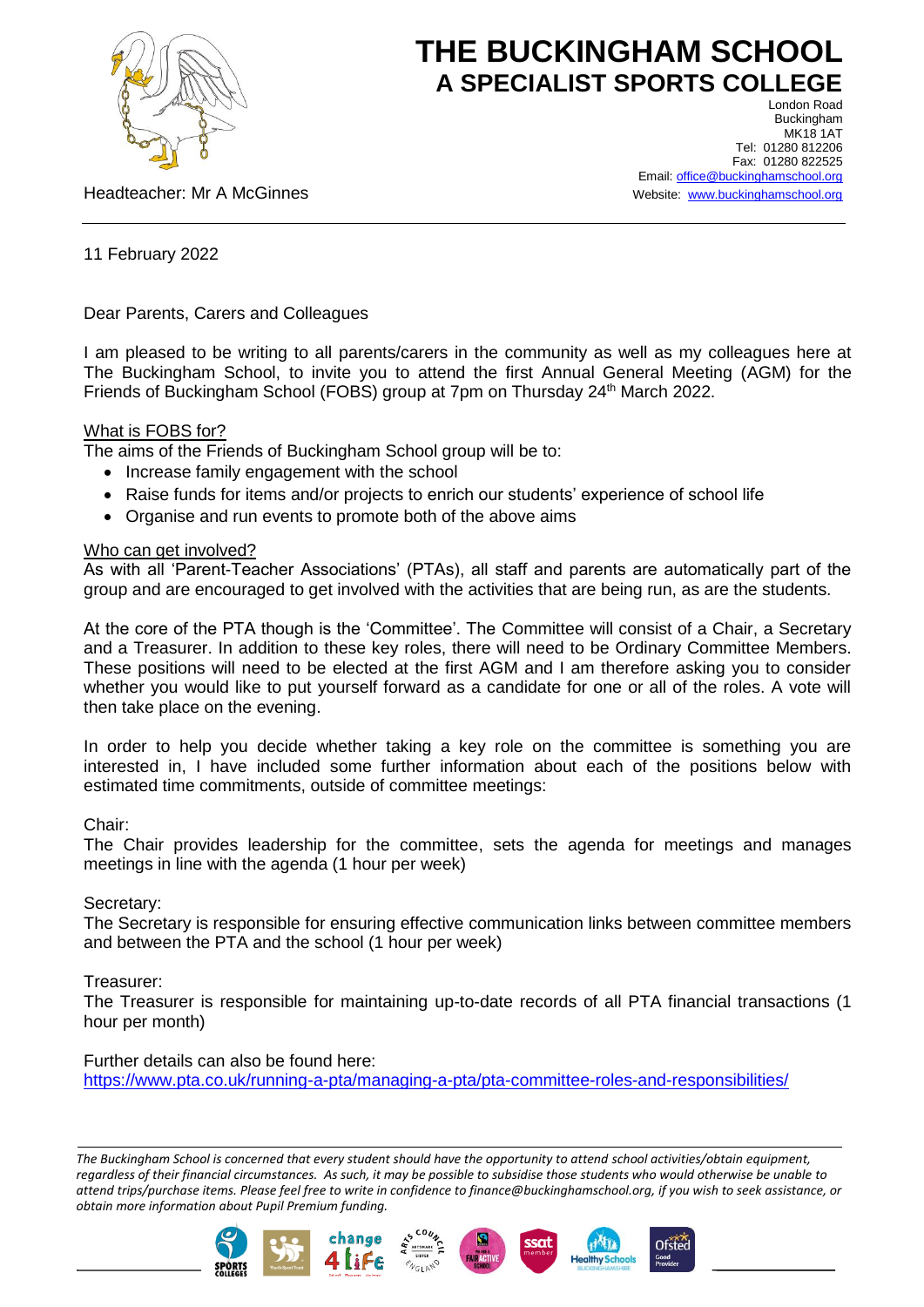# THE BUCKINGHAM SCHOOL
## A SPECIALIST SPORTS COLLEGE

London Road
Buckingham
MK18 1AT
Tel: 01280 812206
Fax: 01280 822525
Email: office@buckinghamschool.org
Website: www.buckinghamschool.org

Headteacher: Mr A McGinnes

11 February 2022

Dear Parents, Carers and Colleagues

I am pleased to be writing to all parents/carers in the community as well as my colleagues here at The Buckingham School, to invite you to attend the first Annual General Meeting (AGM) for the Friends of Buckingham School (FOBS) group at 7pm on Thursday 24th March 2022.

What is FOBS for?

The aims of the Friends of Buckingham School group will be to:

- Increase family engagement with the school
- Raise funds for items and/or projects to enrich our students' experience of school life
- Organise and run events to promote both of the above aims

Who can get involved?

As with all 'Parent-Teacher Associations' (PTAs), all staff and parents are automatically part of the group and are encouraged to get involved with the activities that are being run, as are the students.

At the core of the PTA though is the 'Committee'. The Committee will consist of a Chair, a Secretary and a Treasurer. In addition to these key roles, there will need to be Ordinary Committee Members. These positions will need to be elected at the first AGM and I am therefore asking you to consider whether you would like to put yourself forward as a candidate for one or all of the roles. A vote will then take place on the evening.

In order to help you decide whether taking a key role on the committee is something you are interested in, I have included some further information about each of the positions below with estimated time commitments, outside of committee meetings:

Chair:
The Chair provides leadership for the committee, sets the agenda for meetings and manages meetings in line with the agenda (1 hour per week)

Secretary:
The Secretary is responsible for ensuring effective communication links between committee members and between the PTA and the school (1 hour per week)

Treasurer:
The Treasurer is responsible for maintaining up-to-date records of all PTA financial transactions (1 hour per month)

Further details can also be found here:
https://www.pta.co.uk/running-a-pta/managing-a-pta/pta-committee-roles-and-responsibilities/

*The Buckingham School is concerned that every student should have the opportunity to attend school activities/obtain equipment, regardless of their financial circumstances. As such, it may be possible to subsidise those students who would otherwise be unable to attend trips/purchase items. Please feel free to write in confidence to finance@buckinghamschool.org, if you wish to seek assistance, or obtain more information about Pupil Premium funding.*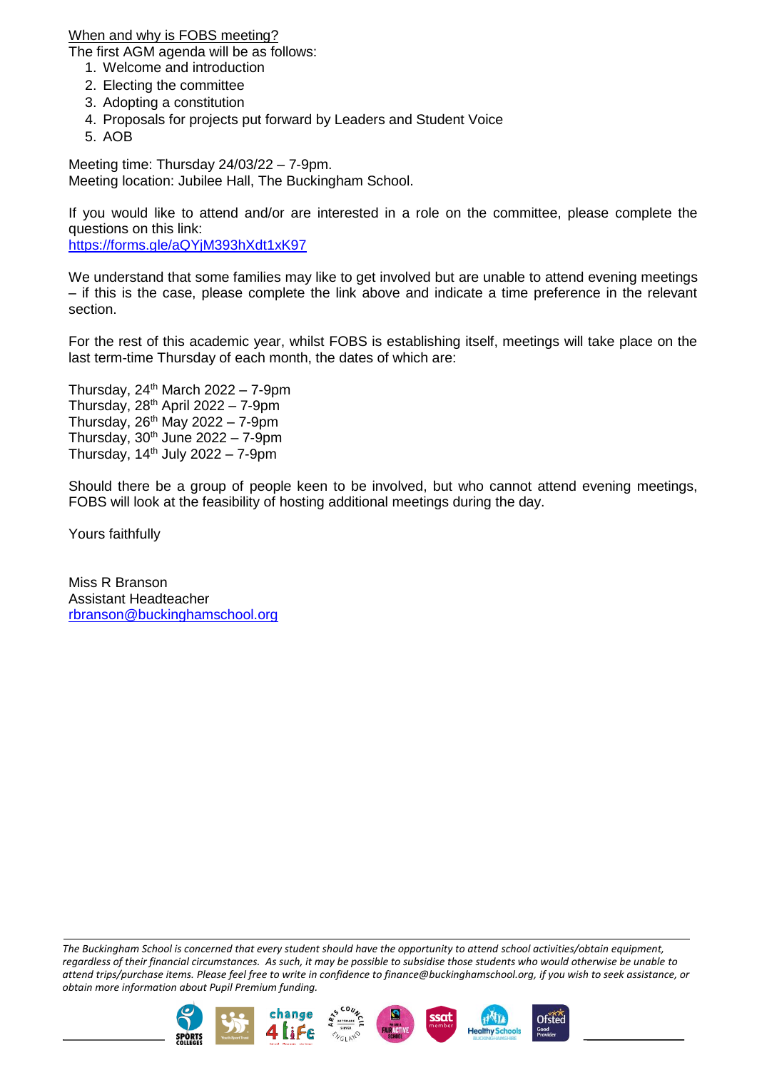When and why is FOBS meeting?

The first AGM agenda will be as follows:

1. Welcome and introduction
2. Electing the committee
3. Adopting a constitution
4. Proposals for projects put forward by Leaders and Student Voice
5. AOB

Meeting time: Thursday 24/03/22 – 7-9pm.
Meeting location: Jubilee Hall, The Buckingham School.

If you would like to attend and/or are interested in a role on the committee, please complete the questions on this link:
https://forms.gle/aQYjM393hXdt1xK97

We understand that some families may like to get involved but are unable to attend evening meetings – if this is the case, please complete the link above and indicate a time preference in the relevant section.

For the rest of this academic year, whilst FOBS is establishing itself, meetings will take place on the last term-time Thursday of each month, the dates of which are:

Thursday, 24th March 2022 – 7-9pm
Thursday, 28th April 2022 – 7-9pm
Thursday, 26th May 2022 – 7-9pm
Thursday, 30th June 2022 – 7-9pm
Thursday, 14th July 2022 – 7-9pm

Should there be a group of people keen to be involved, but who cannot attend evening meetings, FOBS will look at the feasibility of hosting additional meetings during the day.

Yours faithfully

Miss R Branson
Assistant Headteacher
rbranson@buckinghamschool.org

*The Buckingham School is concerned that every student should have the opportunity to attend school activities/obtain equipment, regardless of their financial circumstances. As such, it may be possible to subsidise those students who would otherwise be unable to attend trips/purchase items. Please feel free to write in confidence to finance@buckinghamschool.org, if you wish to seek assistance, or obtain more information about Pupil Premium funding.*